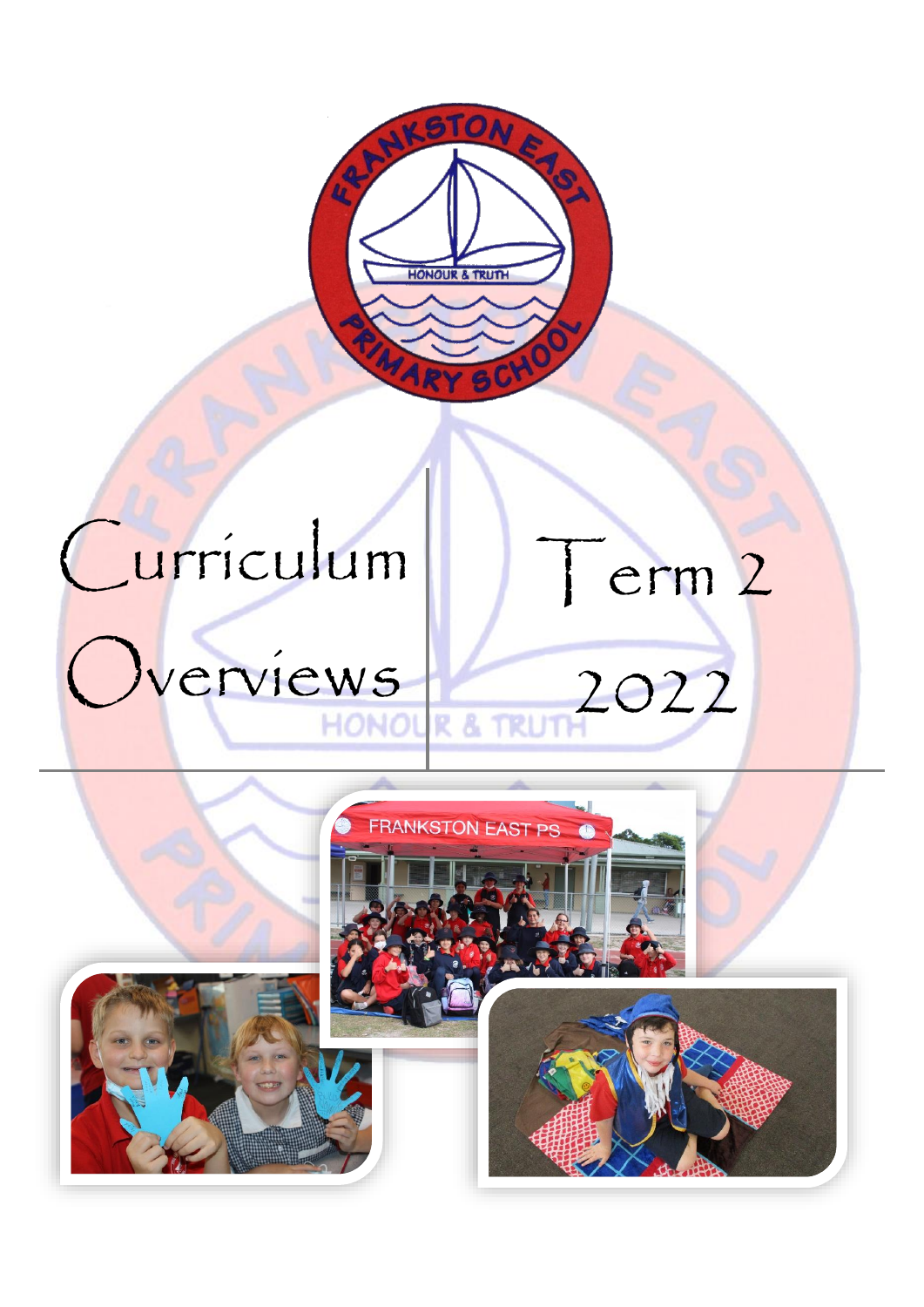# Curriculum Overviews

# Term 2 2022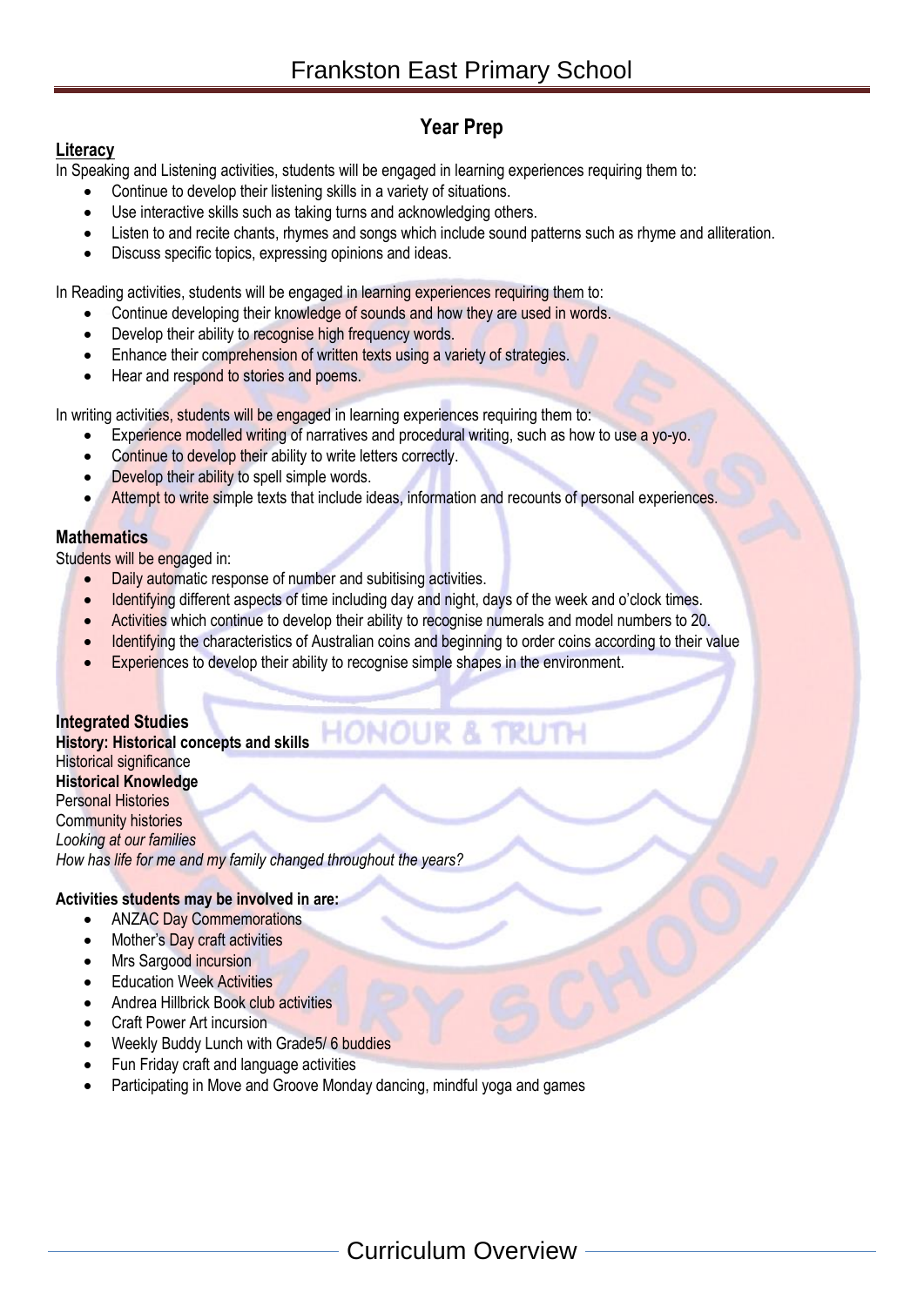## Year Prep

### Literacy

In Speaking and Listening activities, students will be engaged in learning experiences requiring them to:

- Continue to develop their listening skills in a variety of situations.
- Use interactive skills such as taking turns and acknowledging others.
- Listen to and recite chants, rhymes and songs which include sound patterns such as rhyme and alliteration.
- Discuss specific topics, expressing opinions and ideas.

In Reading activities, students will be engaged in learning experiences requiring them to:

- Continue developing their knowledge of sounds and how they are used in words.
- Develop their ability to recognise high frequency words.
- Enhance their comprehension of written texts using a variety of strategies.
- Hear and respond to stories and poems.

In writing activities, students will be engaged in learning experiences requiring them to:

- Experience modelled writing of narratives and procedural writing, such as how to use a yo-yo.
- Continue to develop their ability to write letters correctly.
- Develop their ability to spell simple words.
- Attempt to write simple texts that include ideas, information and recounts of personal experiences.

### Mathematics

Students will be engaged in:

- Daily automatic response of number and subitising activities.
- Identifying different aspects of time including day and night, days of the week and o'clock times.
- Activities which continue to develop their ability to recognise numerals and model numbers to 20.
- Identifying the characteristics of Australian coins and beginning to order coins according to their value
- Experiences to develop their ability to recognise simple shapes in the environment.

### Integrated Studies

**History: Historical concepts and skills**

Historical significance

**Historical Knowledge**

Personal Histories

Community histories

*Looking at our families*

*How has life for me and my family changed throughout the years?*

**Activities students may be involved in are:**

- ANZAC Day Commemorations
- Mother's Day craft activities
- Mrs Sargood incursion
- Education Week Activities
- Andrea Hillbrick Book club activities
- Craft Power Art incursion
- Weekly Buddy Lunch with Grade5/ 6 buddies
- Fun Friday craft and language activities
- Participating in Move and Groove Monday dancing, mindful yoga and games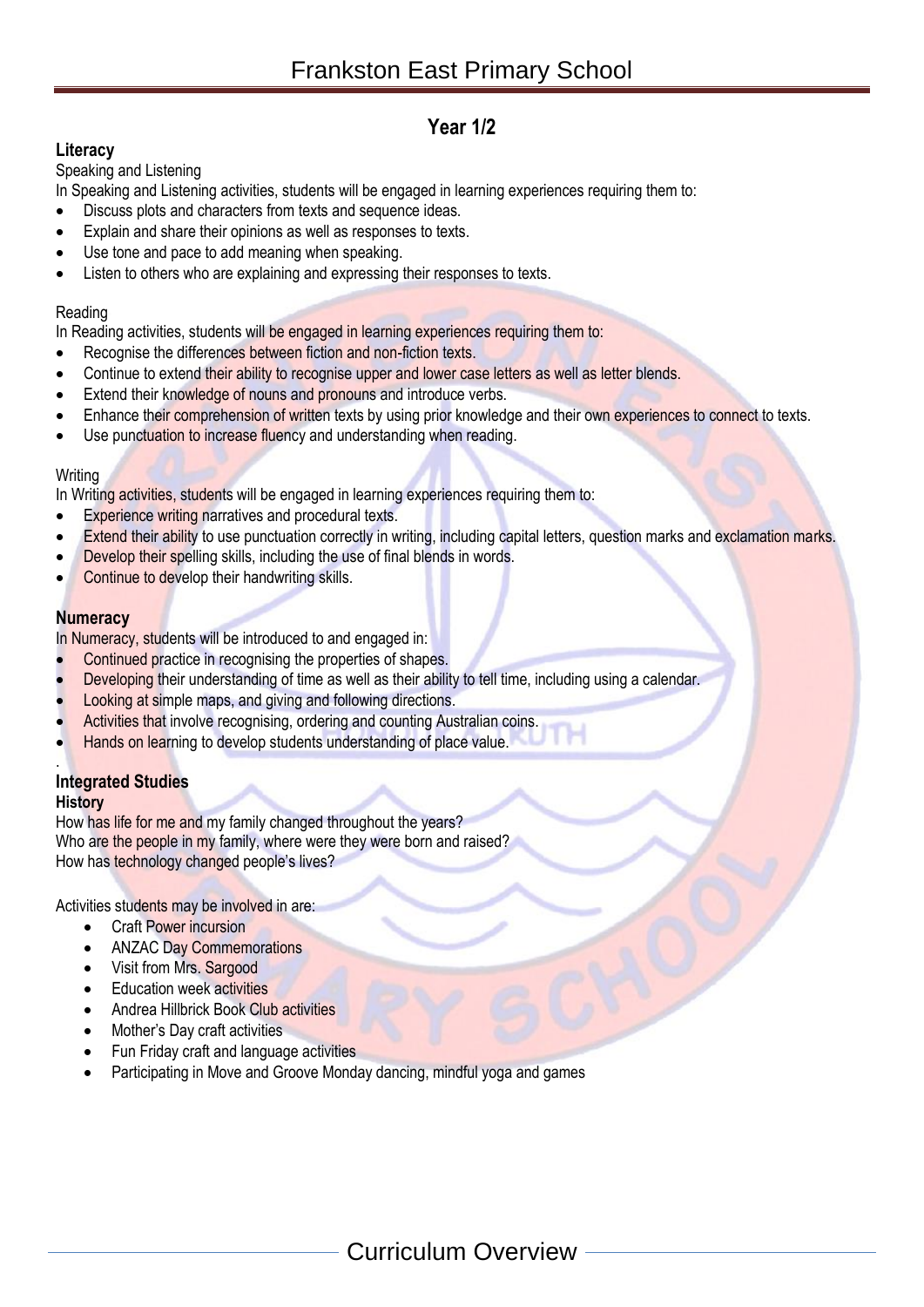## Year 1/2

### Literacy

Speaking and Listening

In Speaking and Listening activities, students will be engaged in learning experiences requiring them to:

- Discuss plots and characters from texts and sequence ideas.
- Explain and share their opinions as well as responses to texts.
- Use tone and pace to add meaning when speaking.
- Listen to others who are explaining and expressing their responses to texts.

Reading

In Reading activities, students will be engaged in learning experiences requiring them to:

- Recognise the differences between fiction and non-fiction texts.
- Continue to extend their ability to recognise upper and lower case letters as well as letter blends.
- Extend their knowledge of nouns and pronouns and introduce verbs.
- Enhance their comprehension of written texts by using prior knowledge and their own experiences to connect to texts.
- Use punctuation to increase fluency and understanding when reading.

Writing

In Writing activities, students will be engaged in learning experiences requiring them to:

- Experience writing narratives and procedural texts.
- Extend their ability to use punctuation correctly in writing, including capital letters, question marks and exclamation marks.
- Develop their spelling skills, including the use of final blends in words.
- Continue to develop their handwriting skills.

### Numeracy

In Numeracy, students will be introduced to and engaged in:

- Continued practice in recognising the properties of shapes.
- Developing their understanding of time as well as their ability to tell time, including using a calendar.
- Looking at simple maps, and giving and following directions.
- Activities that involve recognising, ordering and counting Australian coins.
- Hands on learning to develop students understanding of place value.

### Integrated Studies

**History**

How has life for me and my family changed throughout the years?
Who are the people in my family, where were they were born and raised?
How has technology changed people's lives?

Activities students may be involved in are:

- Craft Power incursion
- ANZAC Day Commemorations
- Visit from Mrs. Sargood
- Education week activities
- Andrea Hillbrick Book Club activities
- Mother's Day craft activities
- Fun Friday craft and language activities
- Participating in Move and Groove Monday dancing, mindful yoga and games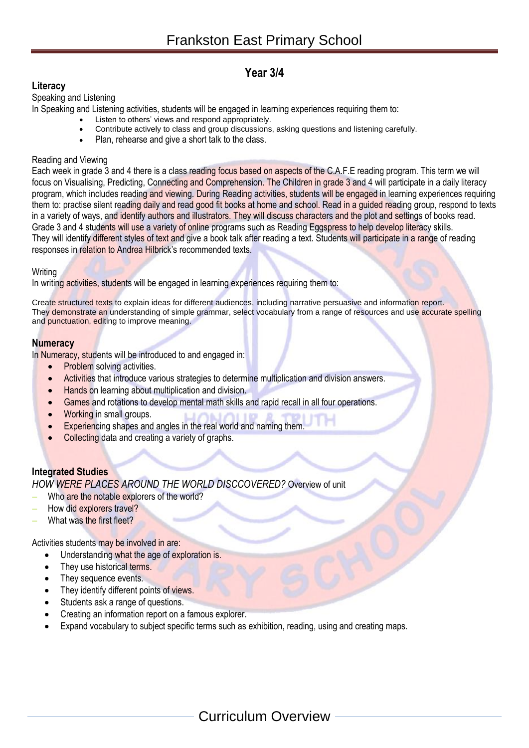# Frankston East Primary School

## Year 3/4

### Literacy

Speaking and Listening

In Speaking and Listening activities, students will be engaged in learning experiences requiring them to:

- Listen to others' views and respond appropriately.
- Contribute actively to class and group discussions, asking questions and listening carefully.
- Plan, rehearse and give a short talk to the class.

Reading and Viewing

Each week in grade 3 and 4 there is a class reading focus based on aspects of the C.A.F.E reading program. This term we will focus on Visualising, Predicting, Connecting and Comprehension. The Children in grade 3 and 4 will participate in a daily literacy program, which includes reading and viewing. During Reading activities, students will be engaged in learning experiences requiring them to: practise silent reading daily and read good fit books at home and school. Read in a guided reading group, respond to texts in a variety of ways, and identify authors and illustrators. They will discuss characters and the plot and settings of books read. Grade 3 and 4 students will use a variety of online programs such as Reading Eggspress to help develop literacy skills. They will identify different styles of text and give a book talk after reading a text. Students will participate in a range of reading responses in relation to Andrea Hilbrick's recommended texts.

Writing

In writing activities, students will be engaged in learning experiences requiring them to:

Create structured texts to explain ideas for different audiences, including narrative persuasive and information report. They demonstrate an understanding of simple grammar, select vocabulary from a range of resources and use accurate spelling and punctuation, editing to improve meaning.

### Numeracy

In Numeracy, students will be introduced to and engaged in:

- Problem solving activities.
- Activities that introduce various strategies to determine multiplication and division answers.
- Hands on learning about multiplication and division.
- Games and rotations to develop mental math skills and rapid recall in all four operations.
- Working in small groups.
- Experiencing shapes and angles in the real world and naming them.
- Collecting data and creating a variety of graphs.

### Integrated Studies

*HOW WERE PLACES AROUND THE WORLD DISCCOVERED?* Overview of unit

- Who are the notable explorers of the world?
- How did explorers travel?
- What was the first fleet?

Activities students may be involved in are:

- Understanding what the age of exploration is.
- They use historical terms.
- They sequence events.
- They identify different points of views.
- Students ask a range of questions.
- Creating an information report on a famous explorer.
- Expand vocabulary to subject specific terms such as exhibition, reading, using and creating maps.

Curriculum Overview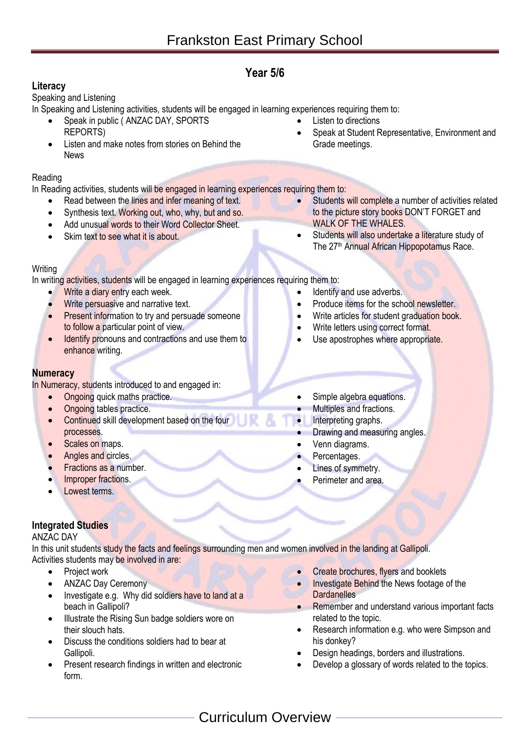# Frankston East Primary School

## Year 5/6

### Literacy

Speaking and Listening

In Speaking and Listening activities, students will be engaged in learning experiences requiring them to:

- Speak in public ( ANZAC DAY, SPORTS REPORTS)
- Listen and make notes from stories on Behind the News
- Listen to directions
- Speak at Student Representative, Environment and Grade meetings.

Reading

In Reading activities, students will be engaged in learning experiences requiring them to:

- Read between the lines and infer meaning of text.
- Synthesis text. Working out, who, why, but and so.
- Add unusual words to their Word Collector Sheet.
- Skim text to see what it is about.
- Students will complete a number of activities related to the picture story books DON'T FORGET and WALK OF THE WHALES.
- Students will also undertake a literature study of The 27th Annual African Hippopotamus Race.

Writing

In writing activities, students will be engaged in learning experiences requiring them to:

- Write a diary entry each week.
- Write persuasive and narrative text.
- Present information to try and persuade someone to follow a particular point of view.
- Identify pronouns and contractions and use them to enhance writing.
- Identify and use adverbs.
- Produce items for the school newsletter.
- Write articles for student graduation book.
- Write letters using correct format.
- Use apostrophes where appropriate.

### Numeracy

In Numeracy, students introduced to and engaged in:

- Ongoing quick maths practice.
- Ongoing tables practice.
- Continued skill development based on the four processes.
- Scales on maps.
- Angles and circles.
- Fractions as a number.
- Improper fractions.
- Lowest terms.
- Simple algebra equations.
- Multiples and fractions.
- Interpreting graphs.
- Drawing and measuring angles.
- Venn diagrams.
- Percentages.
- Lines of symmetry.
- Perimeter and area.

### Integrated Studies

ANZAC DAY

In this unit students study the facts and feelings surrounding men and women involved in the landing at Gallipoli.
Activities students may be involved in are:

- Project work
- ANZAC Day Ceremony
- Investigate e.g. Why did soldiers have to land at a beach in Gallipoli?
- Illustrate the Rising Sun badge soldiers wore on their slouch hats.
- Discuss the conditions soldiers had to bear at Gallipoli.
- Present research findings in written and electronic form.
- Create brochures, flyers and booklets
- Investigate Behind the News footage of the Dardanelles
- Remember and understand various important facts related to the topic.
- Research information e.g. who were Simpson and his donkey?
- Design headings, borders and illustrations.
- Develop a glossary of words related to the topics.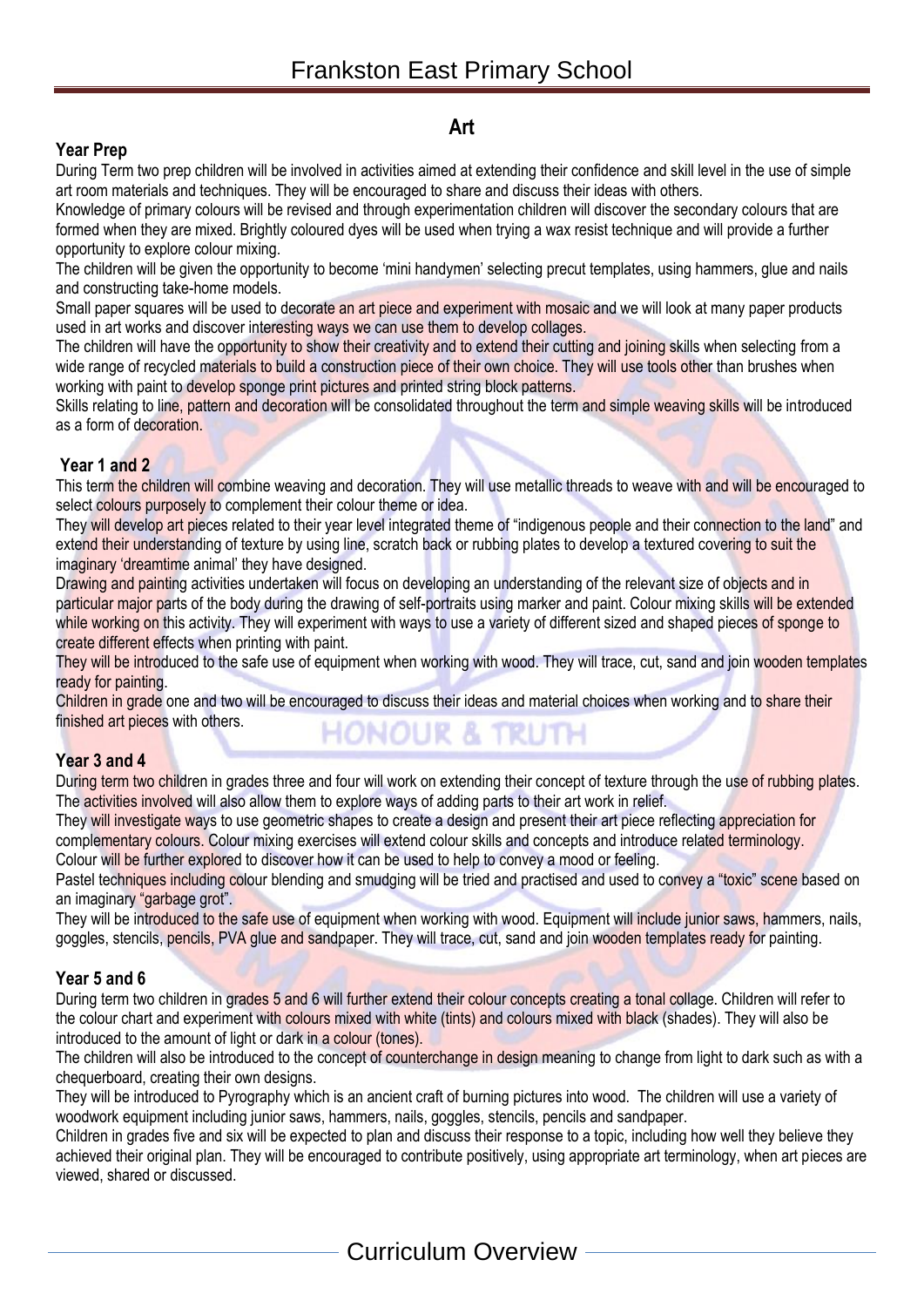# Art

### Year Prep

During Term two prep children will be involved in activities aimed at extending their confidence and skill level in the use of simple art room materials and techniques. They will be encouraged to share and discuss their ideas with others.

Knowledge of primary colours will be revised and through experimentation children will discover the secondary colours that are formed when they are mixed. Brightly coloured dyes will be used when trying a wax resist technique and will provide a further opportunity to explore colour mixing.

The children will be given the opportunity to become 'mini handymen' selecting precut templates, using hammers, glue and nails and constructing take-home models.

Small paper squares will be used to decorate an art piece and experiment with mosaic and we will look at many paper products used in art works and discover interesting ways we can use them to develop collages.

The children will have the opportunity to show their creativity and to extend their cutting and joining skills when selecting from a wide range of recycled materials to build a construction piece of their own choice. They will use tools other than brushes when working with paint to develop sponge print pictures and printed string block patterns.

Skills relating to line, pattern and decoration will be consolidated throughout the term and simple weaving skills will be introduced as a form of decoration.

### Year 1 and 2

This term the children will combine weaving and decoration. They will use metallic threads to weave with and will be encouraged to select colours purposely to complement their colour theme or idea.

They will develop art pieces related to their year level integrated theme of "indigenous people and their connection to the land" and extend their understanding of texture by using line, scratch back or rubbing plates to develop a textured covering to suit the imaginary 'dreamtime animal' they have designed.

Drawing and painting activities undertaken will focus on developing an understanding of the relevant size of objects and in particular major parts of the body during the drawing of self-portraits using marker and paint. Colour mixing skills will be extended while working on this activity. They will experiment with ways to use a variety of different sized and shaped pieces of sponge to create different effects when printing with paint.

They will be introduced to the safe use of equipment when working with wood. They will trace, cut, sand and join wooden templates ready for painting.

Children in grade one and two will be encouraged to discuss their ideas and material choices when working and to share their finished art pieces with others.

### Year 3 and 4

During term two children in grades three and four will work on extending their concept of texture through the use of rubbing plates. The activities involved will also allow them to explore ways of adding parts to their art work in relief.

They will investigate ways to use geometric shapes to create a design and present their art piece reflecting appreciation for complementary colours. Colour mixing exercises will extend colour skills and concepts and introduce related terminology.

Colour will be further explored to discover how it can be used to help to convey a mood or feeling.

Pastel techniques including colour blending and smudging will be tried and practised and used to convey a "toxic" scene based on an imaginary "garbage grot".

They will be introduced to the safe use of equipment when working with wood. Equipment will include junior saws, hammers, nails, goggles, stencils, pencils, PVA glue and sandpaper. They will trace, cut, sand and join wooden templates ready for painting.

### Year 5 and 6

During term two children in grades 5 and 6 will further extend their colour concepts creating a tonal collage. Children will refer to the colour chart and experiment with colours mixed with white (tints) and colours mixed with black (shades). They will also be introduced to the amount of light or dark in a colour (tones).

The children will also be introduced to the concept of counterchange in design meaning to change from light to dark such as with a chequerboard, creating their own designs.

They will be introduced to Pyrography which is an ancient craft of burning pictures into wood. The children will use a variety of woodwork equipment including junior saws, hammers, nails, goggles, stencils, pencils and sandpaper.

Children in grades five and six will be expected to plan and discuss their response to a topic, including how well they believe they achieved their original plan. They will be encouraged to contribute positively, using appropriate art terminology, when art pieces are viewed, shared or discussed.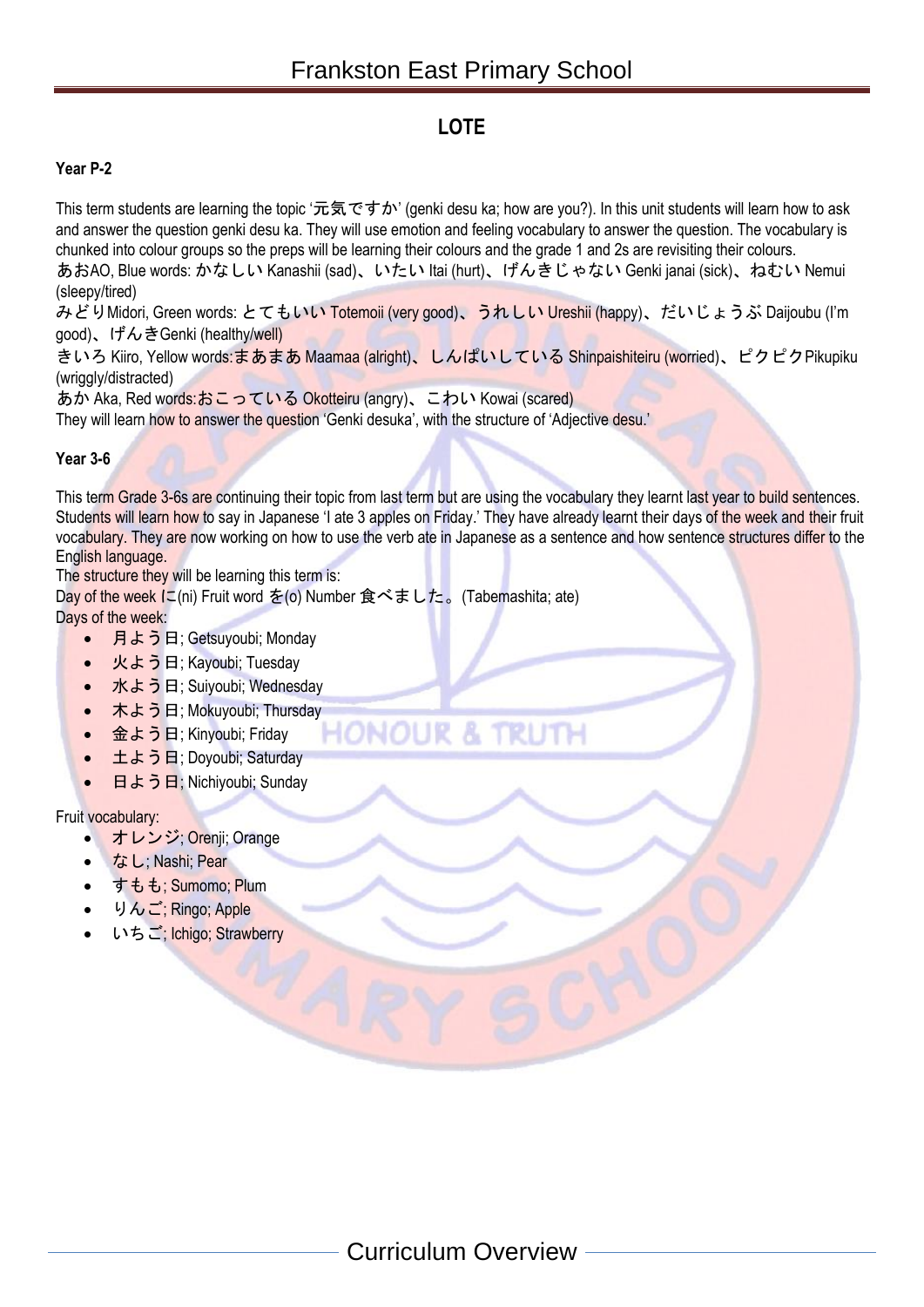# LOTE

**Year P-2**

This term students are learning the topic '元気ですか' (genki desu ka; how are you?). In this unit students will learn how to ask and answer the question genki desu ka. They will use emotion and feeling vocabulary to answer the question. The vocabulary is chunked into colour groups so the preps will be learning their colours and the grade 1 and 2s are revisiting their colours.
あおAO, Blue words: かなしい Kanashii (sad)、いたい Itai (hurt)、げんきじゃない Genki janai (sick)、ねむい Nemui (sleepy/tired)
みどりMidori, Green words: とてもいい Totemoii (very good)、うれしい Ureshii (happy)、だいじょうぶ Daijoubu (I'm good)、げんきGenki (healthy/well)
きいろ Kiiro, Yellow words:まあまあ Maamaa (alright)、しんぱいしている Shinpaishiteiru (worried)、ピクピクPikupiku (wriggly/distracted)
あか Aka, Red words:おこっている Okotteiru (angry)、こわい Kowai (scared)
They will learn how to answer the question 'Genki desuka', with the structure of 'Adjective desu.'

**Year 3-6**

This term Grade 3-6s are continuing their topic from last term but are using the vocabulary they learnt last year to build sentences. Students will learn how to say in Japanese 'I ate 3 apples on Friday.' They have already learnt their days of the week and their fruit vocabulary. They are now working on how to use the verb ate in Japanese as a sentence and how sentence structures differ to the English language.
The structure they will be learning this term is:
Day of the week に(ni) Fruit word を(o) Number 食べました。(Tabemashita; ate)
Days of the week:

- 月よう日; Getsuyoubi; Monday
- 火よう日; Kayoubi; Tuesday
- 水よう日; Suiyoubi; Wednesday
- 木よう日; Mokuyoubi; Thursday
- 金よう日; Kinyoubi; Friday
- 土よう日; Doyoubi; Saturday
- 日よう日; Nichiyoubi; Sunday

Fruit vocabulary:

- オレンジ; Orenji; Orange
- なし; Nashi; Pear
- すもも; Sumomo; Plum
- りんご; Ringo; Apple
- いちご; Ichigo; Strawberry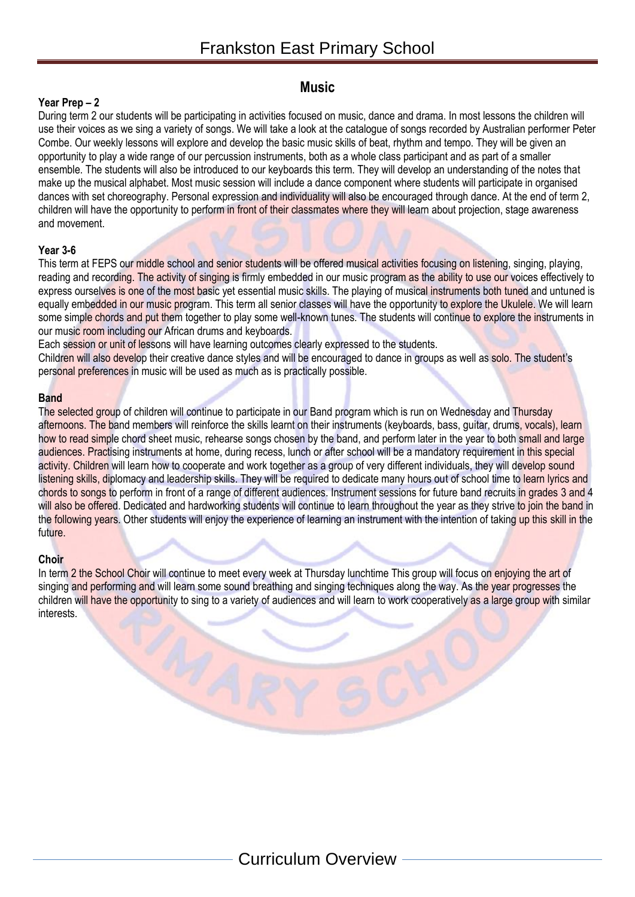## Music

### Year Prep – 2

During term 2 our students will be participating in activities focused on music, dance and drama. In most lessons the children will use their voices as we sing a variety of songs. We will take a look at the catalogue of songs recorded by Australian performer Peter Combe. Our weekly lessons will explore and develop the basic music skills of beat, rhythm and tempo. They will be given an opportunity to play a wide range of our percussion instruments, both as a whole class participant and as part of a smaller ensemble. The students will also be introduced to our keyboards this term. They will develop an understanding of the notes that make up the musical alphabet. Most music session will include a dance component where students will participate in organised dances with set choreography. Personal expression and individuality will also be encouraged through dance. At the end of term 2, children will have the opportunity to perform in front of their classmates where they will learn about projection, stage awareness and movement.

### Year 3-6

This term at FEPS our middle school and senior students will be offered musical activities focusing on listening, singing, playing, reading and recording. The activity of singing is firmly embedded in our music program as the ability to use our voices effectively to express ourselves is one of the most basic yet essential music skills. The playing of musical instruments both tuned and untuned is equally embedded in our music program. This term all senior classes will have the opportunity to explore the Ukulele. We will learn some simple chords and put them together to play some well-known tunes. The students will continue to explore the instruments in our music room including our African drums and keyboards.

Each session or unit of lessons will have learning outcomes clearly expressed to the students.

Children will also develop their creative dance styles and will be encouraged to dance in groups as well as solo. The student's personal preferences in music will be used as much as is practically possible.

### Band

The selected group of children will continue to participate in our Band program which is run on Wednesday and Thursday afternoons. The band members will reinforce the skills learnt on their instruments (keyboards, bass, guitar, drums, vocals), learn how to read simple chord sheet music, rehearse songs chosen by the band, and perform later in the year to both small and large audiences. Practising instruments at home, during recess, lunch or after school will be a mandatory requirement in this special activity. Children will learn how to cooperate and work together as a group of very different individuals, they will develop sound listening skills, diplomacy and leadership skills. They will be required to dedicate many hours out of school time to learn lyrics and chords to songs to perform in front of a range of different audiences. Instrument sessions for future band recruits in grades 3 and 4 will also be offered. Dedicated and hardworking students will continue to learn throughout the year as they strive to join the band in the following years. Other students will enjoy the experience of learning an instrument with the intention of taking up this skill in the future.

### Choir

In term 2 the School Choir will continue to meet every week at Thursday lunchtime This group will focus on enjoying the art of singing and performing and will learn some sound breathing and singing techniques along the way. As the year progresses the children will have the opportunity to sing to a variety of audiences and will learn to work cooperatively as a large group with similar interests.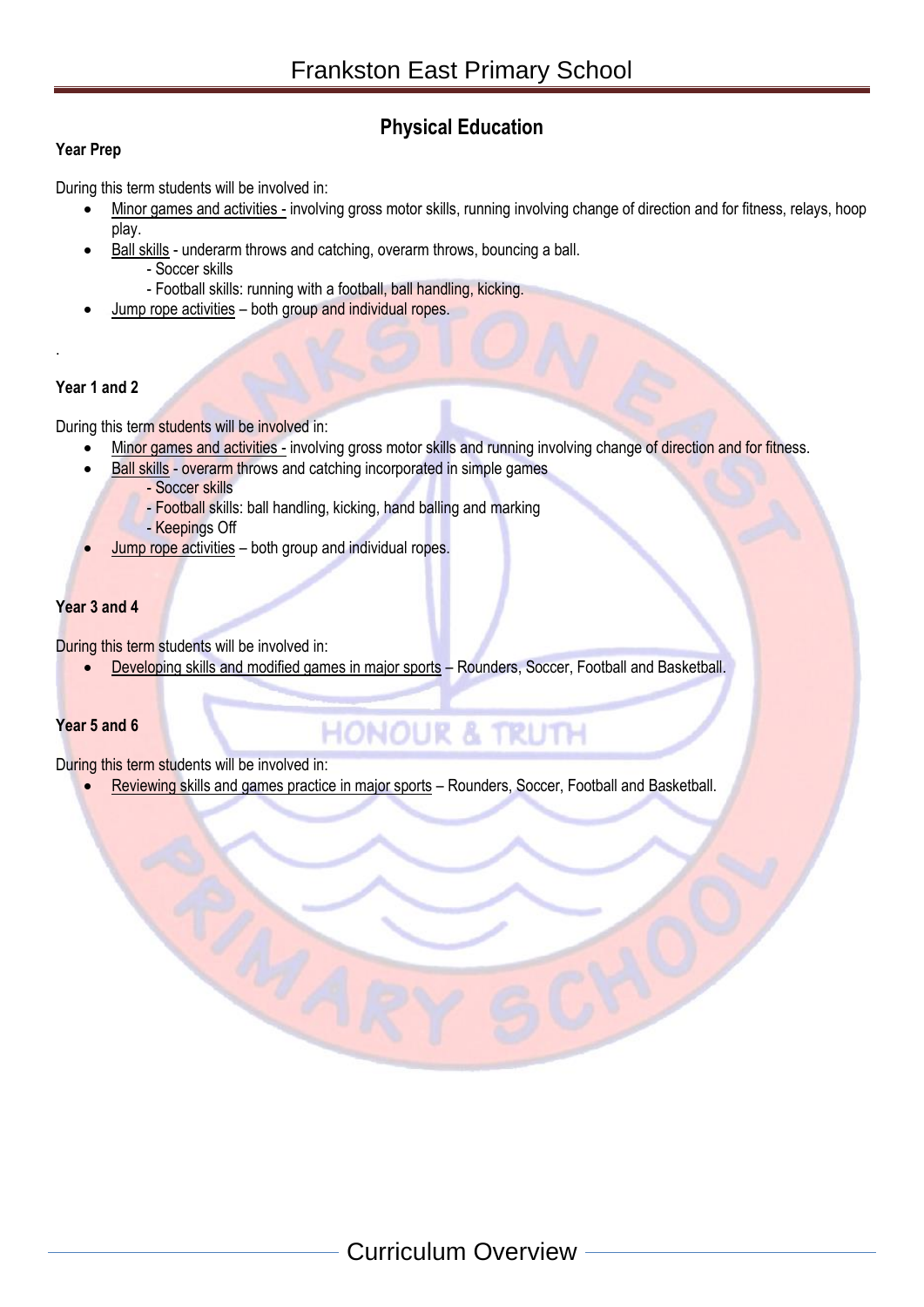## Physical Education

### Year Prep

During this term students will be involved in:

- Minor games and activities - involving gross motor skills, running involving change of direction and for fitness, relays, hoop play.
- Ball skills - underarm throws and catching, overarm throws, bouncing a ball.
  - Soccer skills
  - Football skills: running with a football, ball handling, kicking.
- Jump rope activities – both group and individual ropes.

.

### Year 1 and 2

During this term students will be involved in:

- Minor games and activities - involving gross motor skills and running involving change of direction and for fitness.
- Ball skills - overarm throws and catching incorporated in simple games
  - Soccer skills
  - Football skills: ball handling, kicking, hand balling and marking
  - Keepings Off
- Jump rope activities – both group and individual ropes.

### Year 3 and 4

During this term students will be involved in:

- Developing skills and modified games in major sports – Rounders, Soccer, Football and Basketball.

### Year 5 and 6

During this term students will be involved in:

- Reviewing skills and games practice in major sports – Rounders, Soccer, Football and Basketball.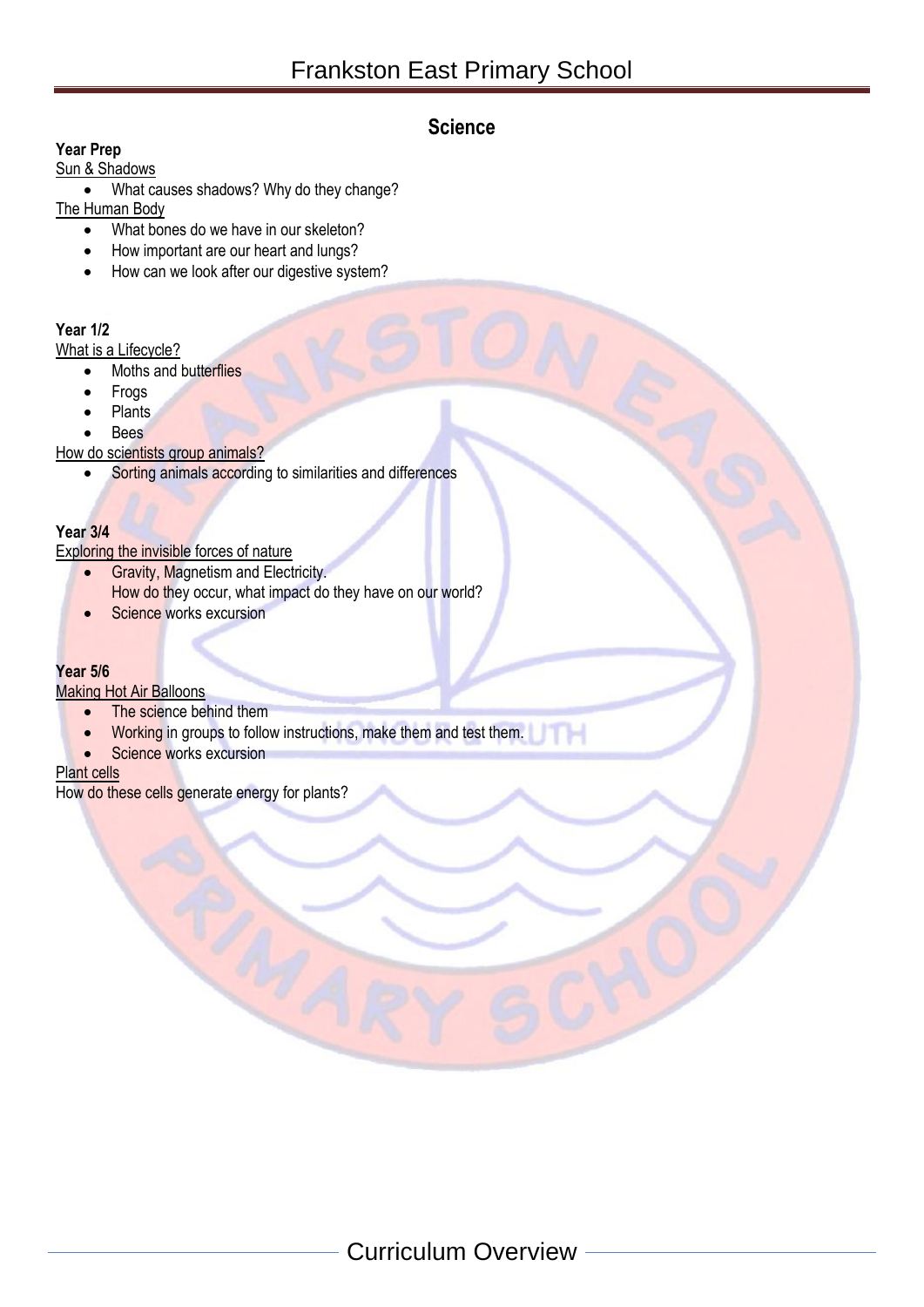## Science

**Year Prep**

Sun & Shadows

- What causes shadows? Why do they change?

The Human Body

- What bones do we have in our skeleton?
- How important are our heart and lungs?
- How can we look after our digestive system?

**Year 1/2**

What is a Lifecycle?

- Moths and butterflies
- Frogs
- Plants
- Bees

How do scientists group animals?

- Sorting animals according to similarities and differences

**Year 3/4**

Exploring the invisible forces of nature

- Gravity, Magnetism and Electricity.
  How do they occur, what impact do they have on our world?
- Science works excursion

**Year 5/6**

Making Hot Air Balloons

- The science behind them
- Working in groups to follow instructions, make them and test them.
- Science works excursion

Plant cells

How do these cells generate energy for plants?